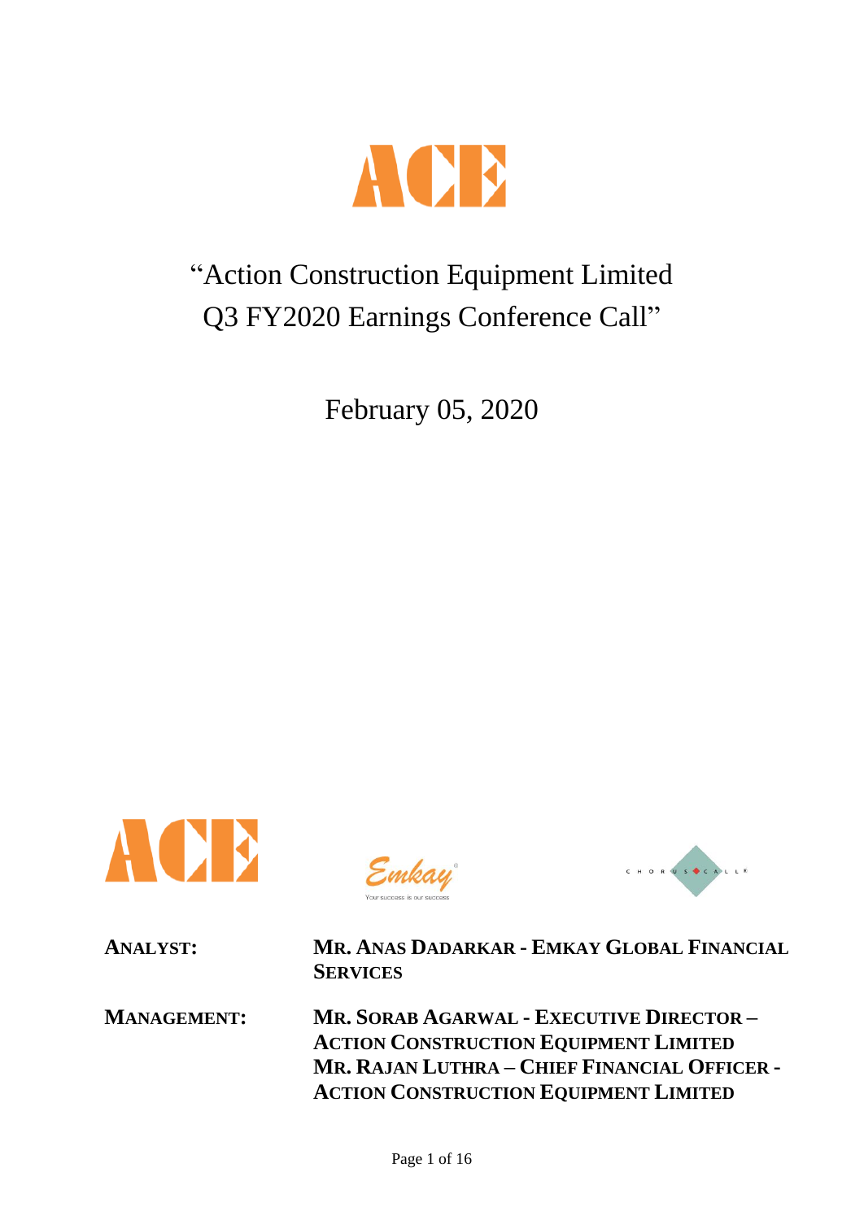# "Action Construction Equipment Limited Q3 FY2020 Earnings Conference Call"

February 05, 2020

**ANALYST:** **MR. ANAS DADARKAR - EMKAY GLOBAL FINANCIAL SERVICES**

**MANAGEMENT:** **MR. SORAB AGARWAL - EXECUTIVE DIRECTOR – ACTION CONSTRUCTION EQUIPMENT LIMITED**
**MR. RAJAN LUTHRA – CHIEF FINANCIAL OFFICER - ACTION CONSTRUCTION EQUIPMENT LIMITED**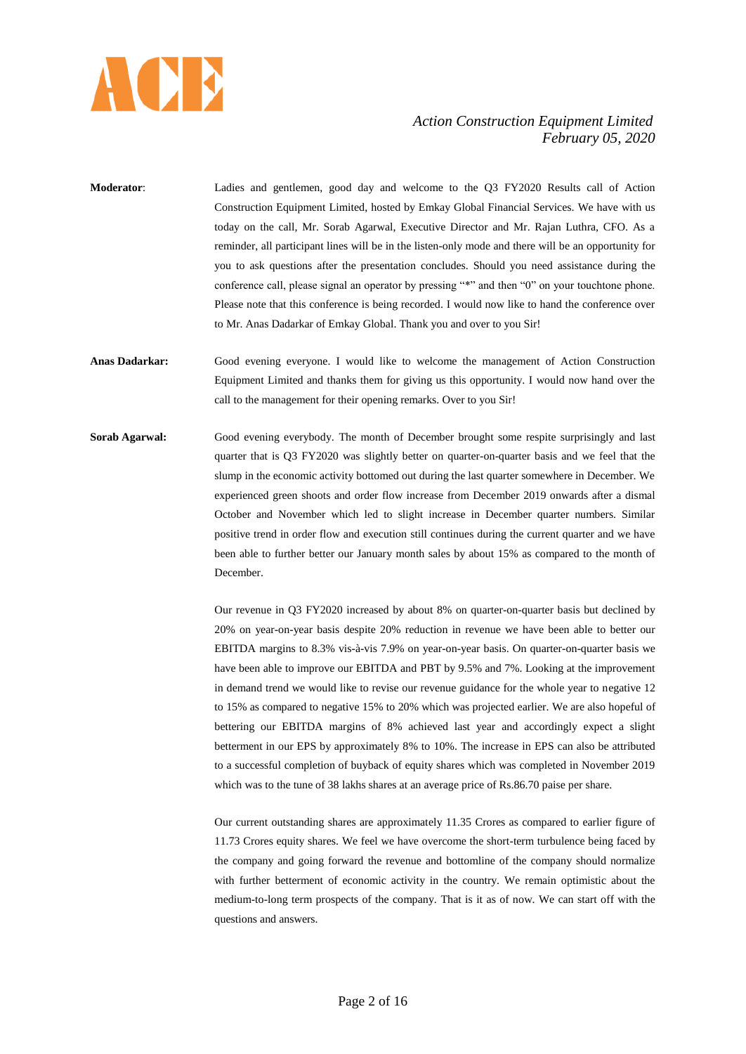**Moderator**: Ladies and gentlemen, good day and welcome to the Q3 FY2020 Results call of Action Construction Equipment Limited, hosted by Emkay Global Financial Services. We have with us today on the call, Mr. Sorab Agarwal, Executive Director and Mr. Rajan Luthra, CFO. As a reminder, all participant lines will be in the listen-only mode and there will be an opportunity for you to ask questions after the presentation concludes. Should you need assistance during the conference call, please signal an operator by pressing "*" and then "0" on your touchtone phone. Please note that this conference is being recorded. I would now like to hand the conference over to Mr. Anas Dadarkar of Emkay Global. Thank you and over to you Sir!

**Anas Dadarkar:** Good evening everyone. I would like to welcome the management of Action Construction Equipment Limited and thanks them for giving us this opportunity. I would now hand over the call to the management for their opening remarks. Over to you Sir!

**Sorab Agarwal:** Good evening everybody. The month of December brought some respite surprisingly and last quarter that is Q3 FY2020 was slightly better on quarter-on-quarter basis and we feel that the slump in the economic activity bottomed out during the last quarter somewhere in December. We experienced green shoots and order flow increase from December 2019 onwards after a dismal October and November which led to slight increase in December quarter numbers. Similar positive trend in order flow and execution still continues during the current quarter and we have been able to further better our January month sales by about 15% as compared to the month of December.

Our revenue in Q3 FY2020 increased by about 8% on quarter-on-quarter basis but declined by 20% on year-on-year basis despite 20% reduction in revenue we have been able to better our EBITDA margins to 8.3% vis-à-vis 7.9% on year-on-year basis. On quarter-on-quarter basis we have been able to improve our EBITDA and PBT by 9.5% and 7%. Looking at the improvement in demand trend we would like to revise our revenue guidance for the whole year to negative 12 to 15% as compared to negative 15% to 20% which was projected earlier. We are also hopeful of bettering our EBITDA margins of 8% achieved last year and accordingly expect a slight betterment in our EPS by approximately 8% to 10%. The increase in EPS can also be attributed to a successful completion of buyback of equity shares which was completed in November 2019 which was to the tune of 38 lakhs shares at an average price of Rs.86.70 paise per share.

Our current outstanding shares are approximately 11.35 Crores as compared to earlier figure of 11.73 Crores equity shares. We feel we have overcome the short-term turbulence being faced by the company and going forward the revenue and bottomline of the company should normalize with further betterment of economic activity in the country. We remain optimistic about the medium-to-long term prospects of the company. That is it as of now. We can start off with the questions and answers.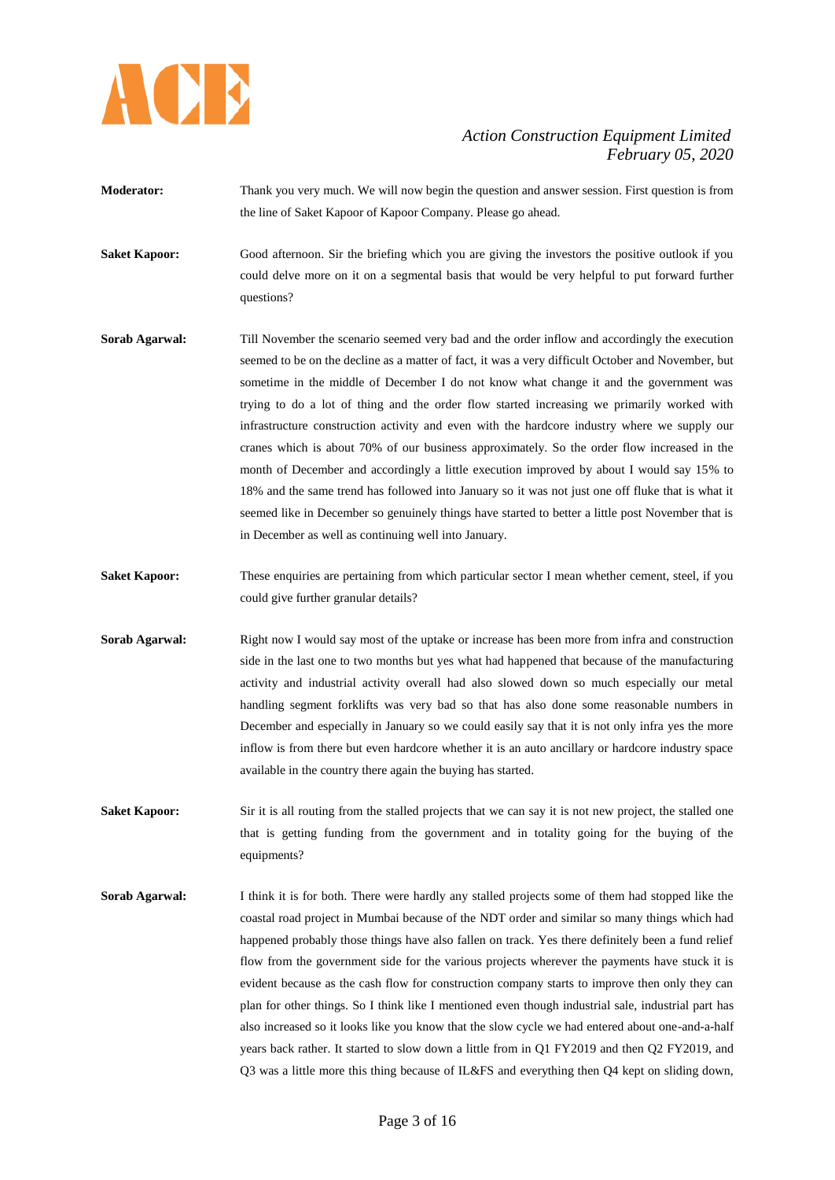**Moderator:** Thank you very much. We will now begin the question and answer session. First question is from the line of Saket Kapoor of Kapoor Company. Please go ahead.

**Saket Kapoor:** Good afternoon. Sir the briefing which you are giving the investors the positive outlook if you could delve more on it on a segmental basis that would be very helpful to put forward further questions?

**Sorab Agarwal:** Till November the scenario seemed very bad and the order inflow and accordingly the execution seemed to be on the decline as a matter of fact, it was a very difficult October and November, but sometime in the middle of December I do not know what change it and the government was trying to do a lot of thing and the order flow started increasing we primarily worked with infrastructure construction activity and even with the hardcore industry where we supply our cranes which is about 70% of our business approximately. So the order flow increased in the month of December and accordingly a little execution improved by about I would say 15% to 18% and the same trend has followed into January so it was not just one off fluke that is what it seemed like in December so genuinely things have started to better a little post November that is in December as well as continuing well into January.

**Saket Kapoor:** These enquiries are pertaining from which particular sector I mean whether cement, steel, if you could give further granular details?

**Sorab Agarwal:** Right now I would say most of the uptake or increase has been more from infra and construction side in the last one to two months but yes what had happened that because of the manufacturing activity and industrial activity overall had also slowed down so much especially our metal handling segment forklifts was very bad so that has also done some reasonable numbers in December and especially in January so we could easily say that it is not only infra yes the more inflow is from there but even hardcore whether it is an auto ancillary or hardcore industry space available in the country there again the buying has started.

**Saket Kapoor:** Sir it is all routing from the stalled projects that we can say it is not new project, the stalled one that is getting funding from the government and in totality going for the buying of the equipments?

**Sorab Agarwal:** I think it is for both. There were hardly any stalled projects some of them had stopped like the coastal road project in Mumbai because of the NDT order and similar so many things which had happened probably those things have also fallen on track. Yes there definitely been a fund relief flow from the government side for the various projects wherever the payments have stuck it is evident because as the cash flow for construction company starts to improve then only they can plan for other things. So I think like I mentioned even though industrial sale, industrial part has also increased so it looks like you know that the slow cycle we had entered about one-and-a-half years back rather. It started to slow down a little from in Q1 FY2019 and then Q2 FY2019, and Q3 was a little more this thing because of IL&FS and everything then Q4 kept on sliding down,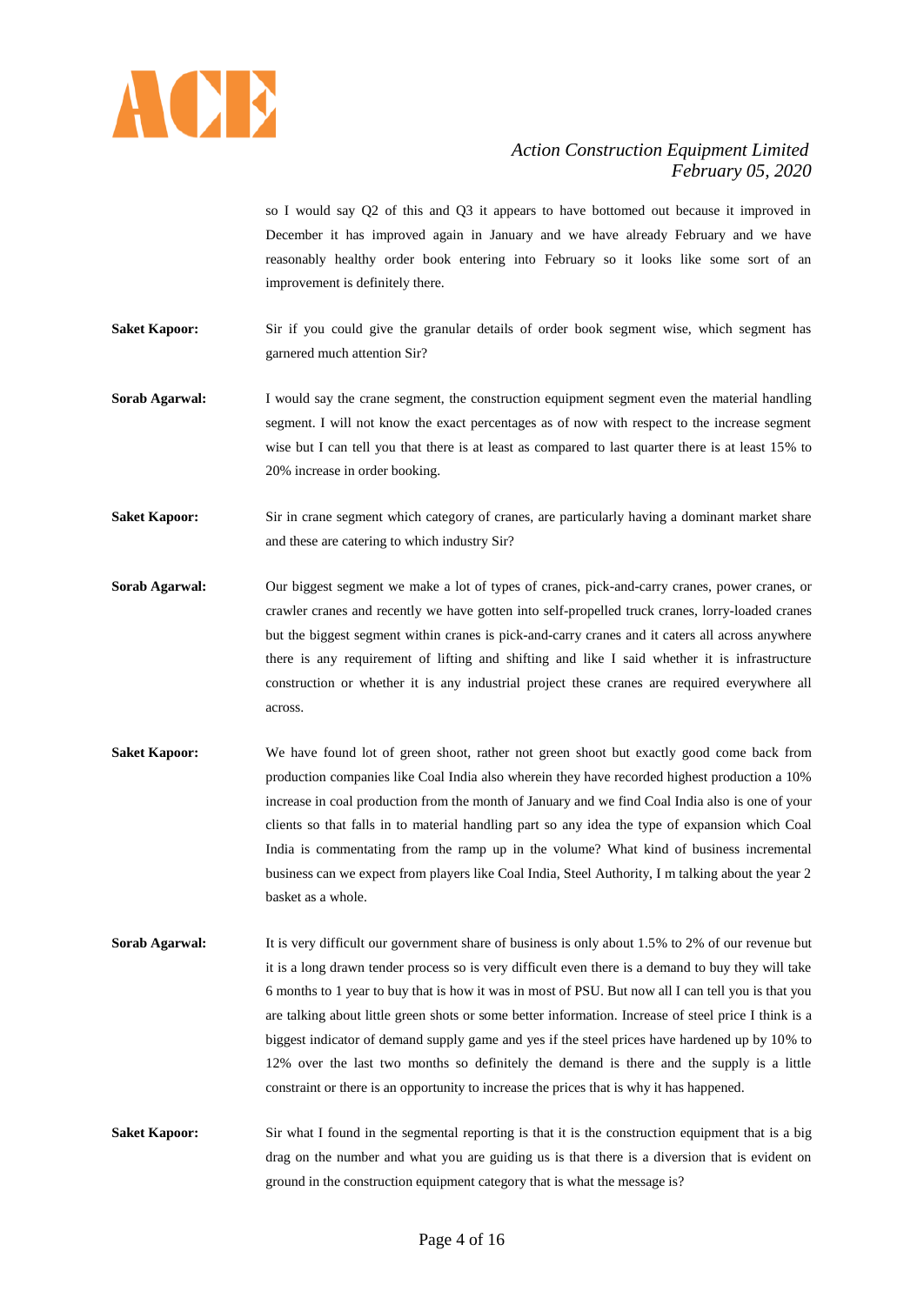so I would say Q2 of this and Q3 it appears to have bottomed out because it improved in December it has improved again in January and we have already February and we have reasonably healthy order book entering into February so it looks like some sort of an improvement is definitely there.

**Saket Kapoor:** Sir if you could give the granular details of order book segment wise, which segment has garnered much attention Sir?

**Sorab Agarwal:** I would say the crane segment, the construction equipment segment even the material handling segment. I will not know the exact percentages as of now with respect to the increase segment wise but I can tell you that there is at least as compared to last quarter there is at least 15% to 20% increase in order booking.

**Saket Kapoor:** Sir in crane segment which category of cranes, are particularly having a dominant market share and these are catering to which industry Sir?

**Sorab Agarwal:** Our biggest segment we make a lot of types of cranes, pick-and-carry cranes, power cranes, or crawler cranes and recently we have gotten into self-propelled truck cranes, lorry-loaded cranes but the biggest segment within cranes is pick-and-carry cranes and it caters all across anywhere there is any requirement of lifting and shifting and like I said whether it is infrastructure construction or whether it is any industrial project these cranes are required everywhere all across.

**Saket Kapoor:** We have found lot of green shoot, rather not green shoot but exactly good come back from production companies like Coal India also wherein they have recorded highest production a 10% increase in coal production from the month of January and we find Coal India also is one of your clients so that falls in to material handling part so any idea the type of expansion which Coal India is commentating from the ramp up in the volume? What kind of business incremental business can we expect from players like Coal India, Steel Authority, I m talking about the year 2 basket as a whole.

**Sorab Agarwal:** It is very difficult our government share of business is only about 1.5% to 2% of our revenue but it is a long drawn tender process so is very difficult even there is a demand to buy they will take 6 months to 1 year to buy that is how it was in most of PSU. But now all I can tell you is that you are talking about little green shots or some better information. Increase of steel price I think is a biggest indicator of demand supply game and yes if the steel prices have hardened up by 10% to 12% over the last two months so definitely the demand is there and the supply is a little constraint or there is an opportunity to increase the prices that is why it has happened.

**Saket Kapoor:** Sir what I found in the segmental reporting is that it is the construction equipment that is a big drag on the number and what you are guiding us is that there is a diversion that is evident on ground in the construction equipment category that is what the message is?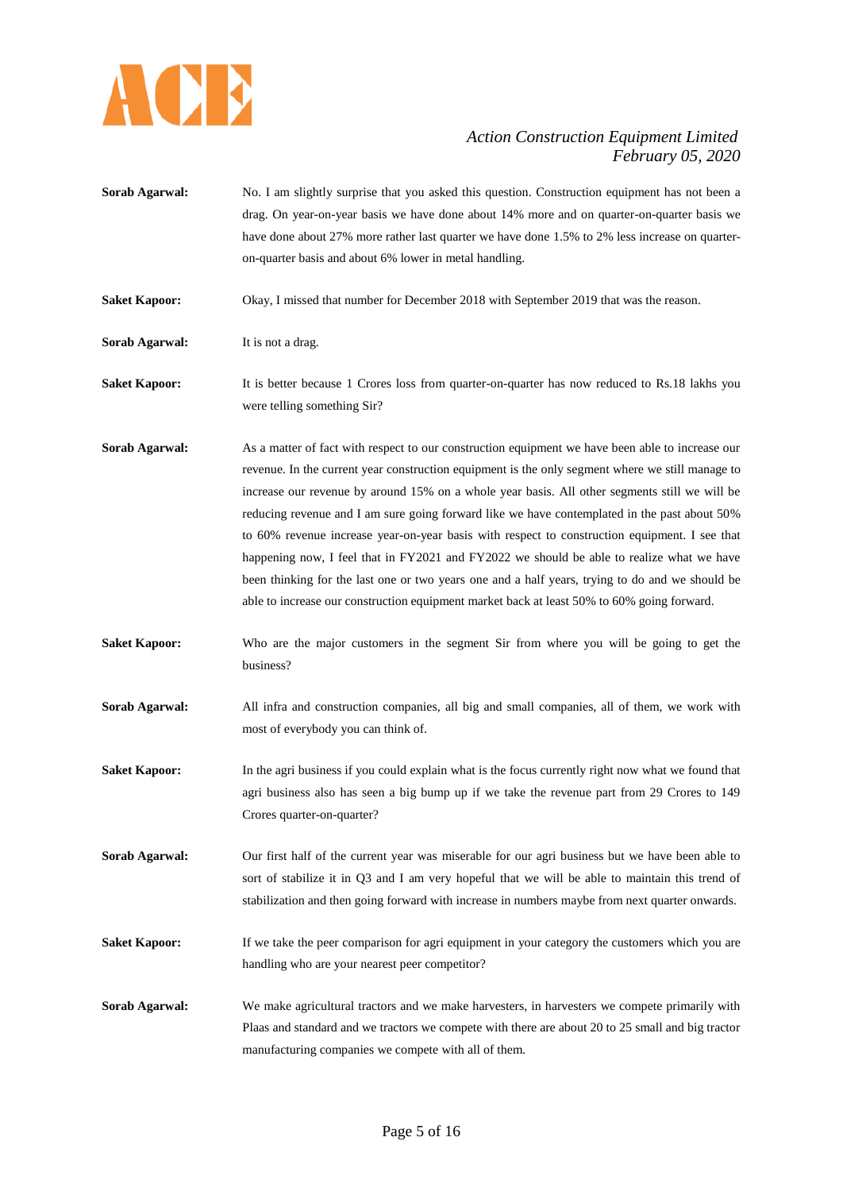**Sorab Agarwal:** No. I am slightly surprise that you asked this question. Construction equipment has not been a drag. On year-on-year basis we have done about 14% more and on quarter-on-quarter basis we have done about 27% more rather last quarter we have done 1.5% to 2% less increase on quarter-on-quarter basis and about 6% lower in metal handling.

**Saket Kapoor:** Okay, I missed that number for December 2018 with September 2019 that was the reason.

**Sorab Agarwal:** It is not a drag.

**Saket Kapoor:** It is better because 1 Crores loss from quarter-on-quarter has now reduced to Rs.18 lakhs you were telling something Sir?

**Sorab Agarwal:** As a matter of fact with respect to our construction equipment we have been able to increase our revenue. In the current year construction equipment is the only segment where we still manage to increase our revenue by around 15% on a whole year basis. All other segments still we will be reducing revenue and I am sure going forward like we have contemplated in the past about 50% to 60% revenue increase year-on-year basis with respect to construction equipment. I see that happening now, I feel that in FY2021 and FY2022 we should be able to realize what we have been thinking for the last one or two years one and a half years, trying to do and we should be able to increase our construction equipment market back at least 50% to 60% going forward.

**Saket Kapoor:** Who are the major customers in the segment Sir from where you will be going to get the business?

**Sorab Agarwal:** All infra and construction companies, all big and small companies, all of them, we work with most of everybody you can think of.

**Saket Kapoor:** In the agri business if you could explain what is the focus currently right now what we found that agri business also has seen a big bump up if we take the revenue part from 29 Crores to 149 Crores quarter-on-quarter?

**Sorab Agarwal:** Our first half of the current year was miserable for our agri business but we have been able to sort of stabilize it in Q3 and I am very hopeful that we will be able to maintain this trend of stabilization and then going forward with increase in numbers maybe from next quarter onwards.

**Saket Kapoor:** If we take the peer comparison for agri equipment in your category the customers which you are handling who are your nearest peer competitor?

**Sorab Agarwal:** We make agricultural tractors and we make harvesters, in harvesters we compete primarily with Plaas and standard and we tractors we compete with there are about 20 to 25 small and big tractor manufacturing companies we compete with all of them.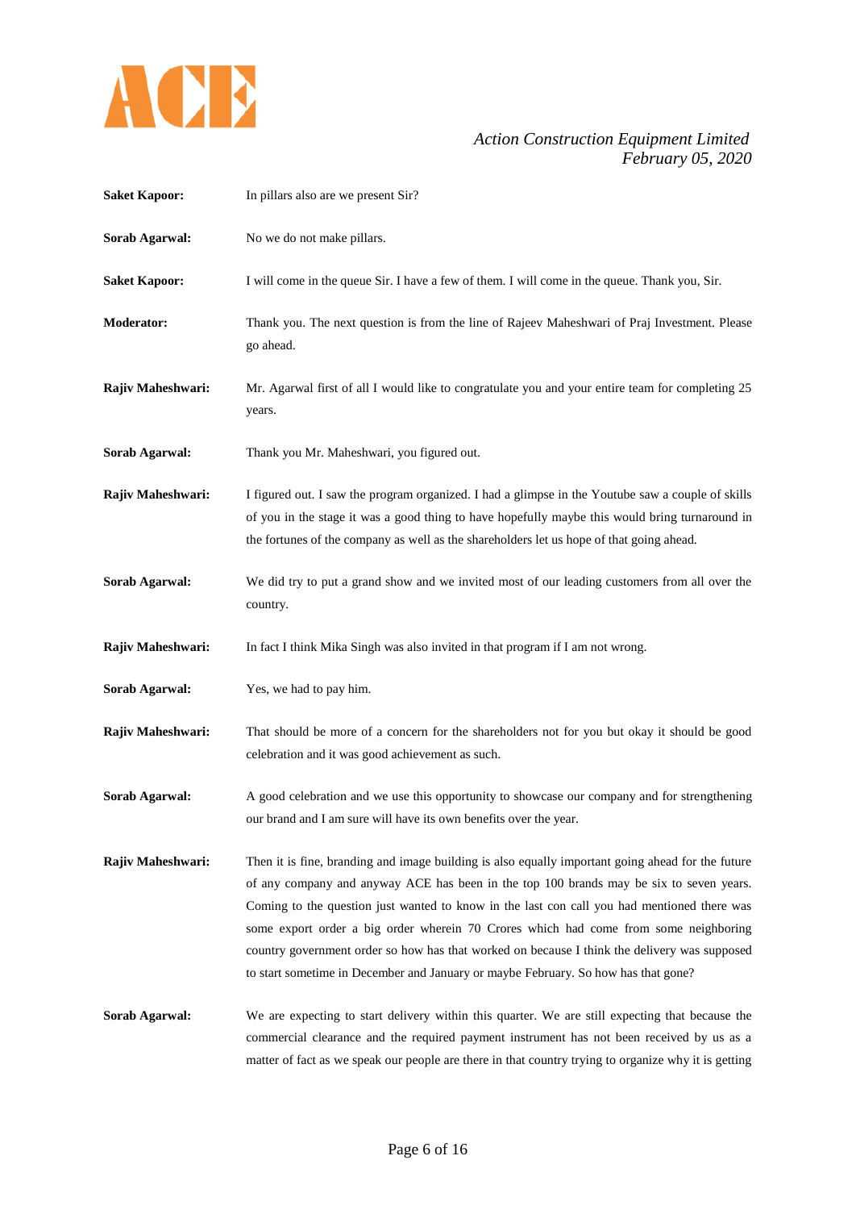**Saket Kapoor:** In pillars also are we present Sir?

**Sorab Agarwal:** No we do not make pillars.

**Saket Kapoor:** I will come in the queue Sir. I have a few of them. I will come in the queue. Thank you, Sir.

**Moderator:** Thank you. The next question is from the line of Rajeev Maheshwari of Praj Investment. Please go ahead.

**Rajiv Maheshwari:** Mr. Agarwal first of all I would like to congratulate you and your entire team for completing 25 years.

**Sorab Agarwal:** Thank you Mr. Maheshwari, you figured out.

**Rajiv Maheshwari:** I figured out. I saw the program organized. I had a glimpse in the Youtube saw a couple of skills of you in the stage it was a good thing to have hopefully maybe this would bring turnaround in the fortunes of the company as well as the shareholders let us hope of that going ahead.

**Sorab Agarwal:** We did try to put a grand show and we invited most of our leading customers from all over the country.

**Rajiv Maheshwari:** In fact I think Mika Singh was also invited in that program if I am not wrong.

**Sorab Agarwal:** Yes, we had to pay him.

**Rajiv Maheshwari:** That should be more of a concern for the shareholders not for you but okay it should be good celebration and it was good achievement as such.

**Sorab Agarwal:** A good celebration and we use this opportunity to showcase our company and for strengthening our brand and I am sure will have its own benefits over the year.

**Rajiv Maheshwari:** Then it is fine, branding and image building is also equally important going ahead for the future of any company and anyway ACE has been in the top 100 brands may be six to seven years. Coming to the question just wanted to know in the last con call you had mentioned there was some export order a big order wherein 70 Crores which had come from some neighboring country government order so how has that worked on because I think the delivery was supposed to start sometime in December and January or maybe February. So how has that gone?

**Sorab Agarwal:** We are expecting to start delivery within this quarter. We are still expecting that because the commercial clearance and the required payment instrument has not been received by us as a matter of fact as we speak our people are there in that country trying to organize why it is getting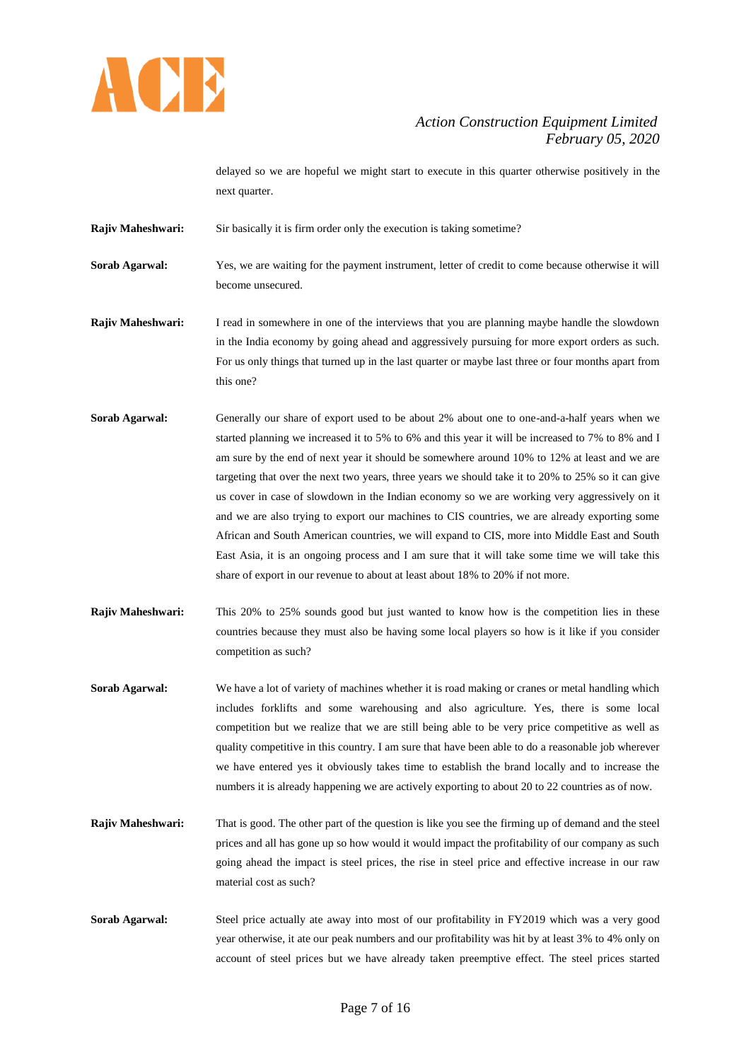delayed so we are hopeful we might start to execute in this quarter otherwise positively in the next quarter.

**Rajiv Maheshwari:** Sir basically it is firm order only the execution is taking sometime?

**Sorab Agarwal:** Yes, we are waiting for the payment instrument, letter of credit to come because otherwise it will become unsecured.

**Rajiv Maheshwari:** I read in somewhere in one of the interviews that you are planning maybe handle the slowdown in the India economy by going ahead and aggressively pursuing for more export orders as such. For us only things that turned up in the last quarter or maybe last three or four months apart from this one?

**Sorab Agarwal:** Generally our share of export used to be about 2% about one to one-and-a-half years when we started planning we increased it to 5% to 6% and this year it will be increased to 7% to 8% and I am sure by the end of next year it should be somewhere around 10% to 12% at least and we are targeting that over the next two years, three years we should take it to 20% to 25% so it can give us cover in case of slowdown in the Indian economy so we are working very aggressively on it and we are also trying to export our machines to CIS countries, we are already exporting some African and South American countries, we will expand to CIS, more into Middle East and South East Asia, it is an ongoing process and I am sure that it will take some time we will take this share of export in our revenue to about at least about 18% to 20% if not more.

**Rajiv Maheshwari:** This 20% to 25% sounds good but just wanted to know how is the competition lies in these countries because they must also be having some local players so how is it like if you consider competition as such?

**Sorab Agarwal:** We have a lot of variety of machines whether it is road making or cranes or metal handling which includes forklifts and some warehousing and also agriculture. Yes, there is some local competition but we realize that we are still being able to be very price competitive as well as quality competitive in this country. I am sure that have been able to do a reasonable job wherever we have entered yes it obviously takes time to establish the brand locally and to increase the numbers it is already happening we are actively exporting to about 20 to 22 countries as of now.

**Rajiv Maheshwari:** That is good. The other part of the question is like you see the firming up of demand and the steel prices and all has gone up so how would it would impact the profitability of our company as such going ahead the impact is steel prices, the rise in steel price and effective increase in our raw material cost as such?

**Sorab Agarwal:** Steel price actually ate away into most of our profitability in FY2019 which was a very good year otherwise, it ate our peak numbers and our profitability was hit by at least 3% to 4% only on account of steel prices but we have already taken preemptive effect. The steel prices started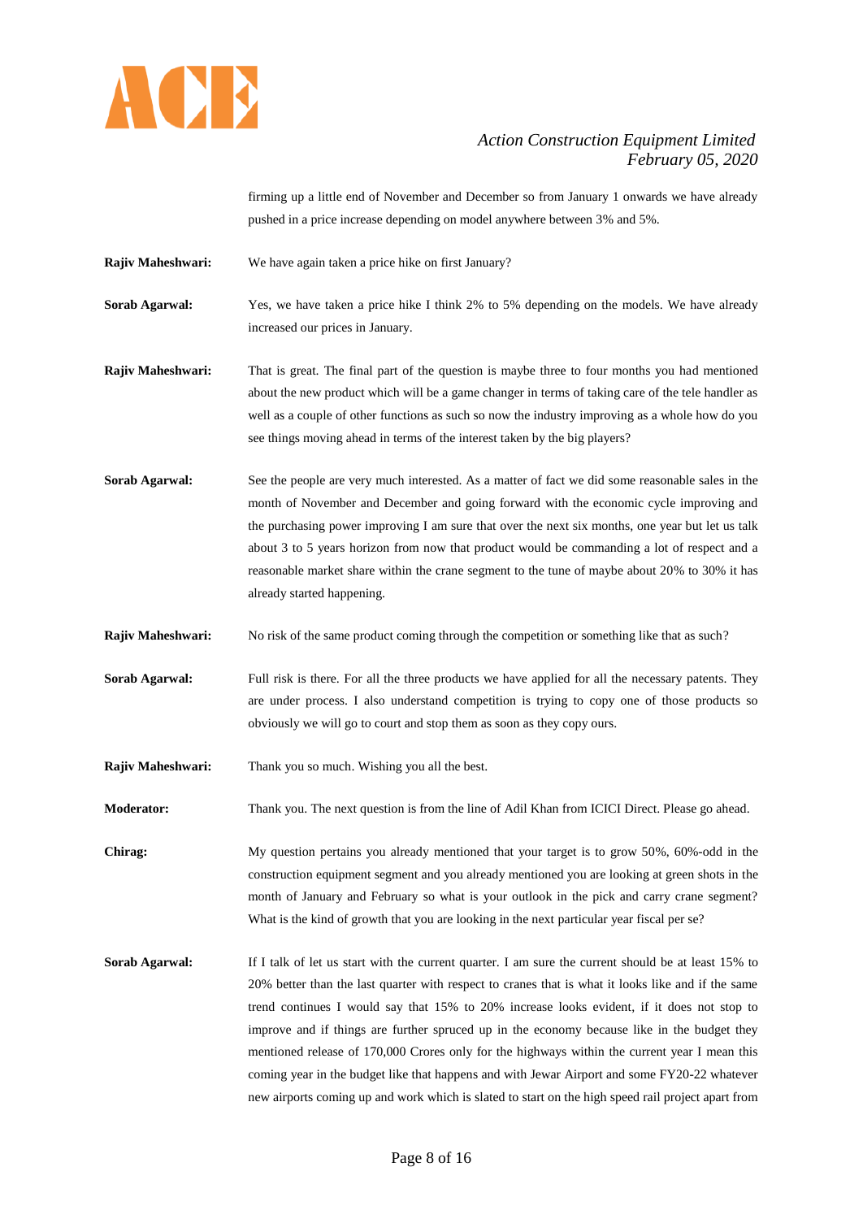firming up a little end of November and December so from January 1 onwards we have already pushed in a price increase depending on model anywhere between 3% and 5%.

**Rajiv Maheshwari:** We have again taken a price hike on first January?

**Sorab Agarwal:** Yes, we have taken a price hike I think 2% to 5% depending on the models. We have already increased our prices in January.

**Rajiv Maheshwari:** That is great. The final part of the question is maybe three to four months you had mentioned about the new product which will be a game changer in terms of taking care of the tele handler as well as a couple of other functions as such so now the industry improving as a whole how do you see things moving ahead in terms of the interest taken by the big players?

**Sorab Agarwal:** See the people are very much interested. As a matter of fact we did some reasonable sales in the month of November and December and going forward with the economic cycle improving and the purchasing power improving I am sure that over the next six months, one year but let us talk about 3 to 5 years horizon from now that product would be commanding a lot of respect and a reasonable market share within the crane segment to the tune of maybe about 20% to 30% it has already started happening.

**Rajiv Maheshwari:** No risk of the same product coming through the competition or something like that as such?

**Sorab Agarwal:** Full risk is there. For all the three products we have applied for all the necessary patents. They are under process. I also understand competition is trying to copy one of those products so obviously we will go to court and stop them as soon as they copy ours.

**Rajiv Maheshwari:** Thank you so much. Wishing you all the best.

**Moderator:** Thank you. The next question is from the line of Adil Khan from ICICI Direct. Please go ahead.

**Chirag:** My question pertains you already mentioned that your target is to grow 50%, 60%-odd in the construction equipment segment and you already mentioned you are looking at green shots in the month of January and February so what is your outlook in the pick and carry crane segment? What is the kind of growth that you are looking in the next particular year fiscal per se?

**Sorab Agarwal:** If I talk of let us start with the current quarter. I am sure the current should be at least 15% to 20% better than the last quarter with respect to cranes that is what it looks like and if the same trend continues I would say that 15% to 20% increase looks evident, if it does not stop to improve and if things are further spruced up in the economy because like in the budget they mentioned release of 170,000 Crores only for the highways within the current year I mean this coming year in the budget like that happens and with Jewar Airport and some FY20-22 whatever new airports coming up and work which is slated to start on the high speed rail project apart from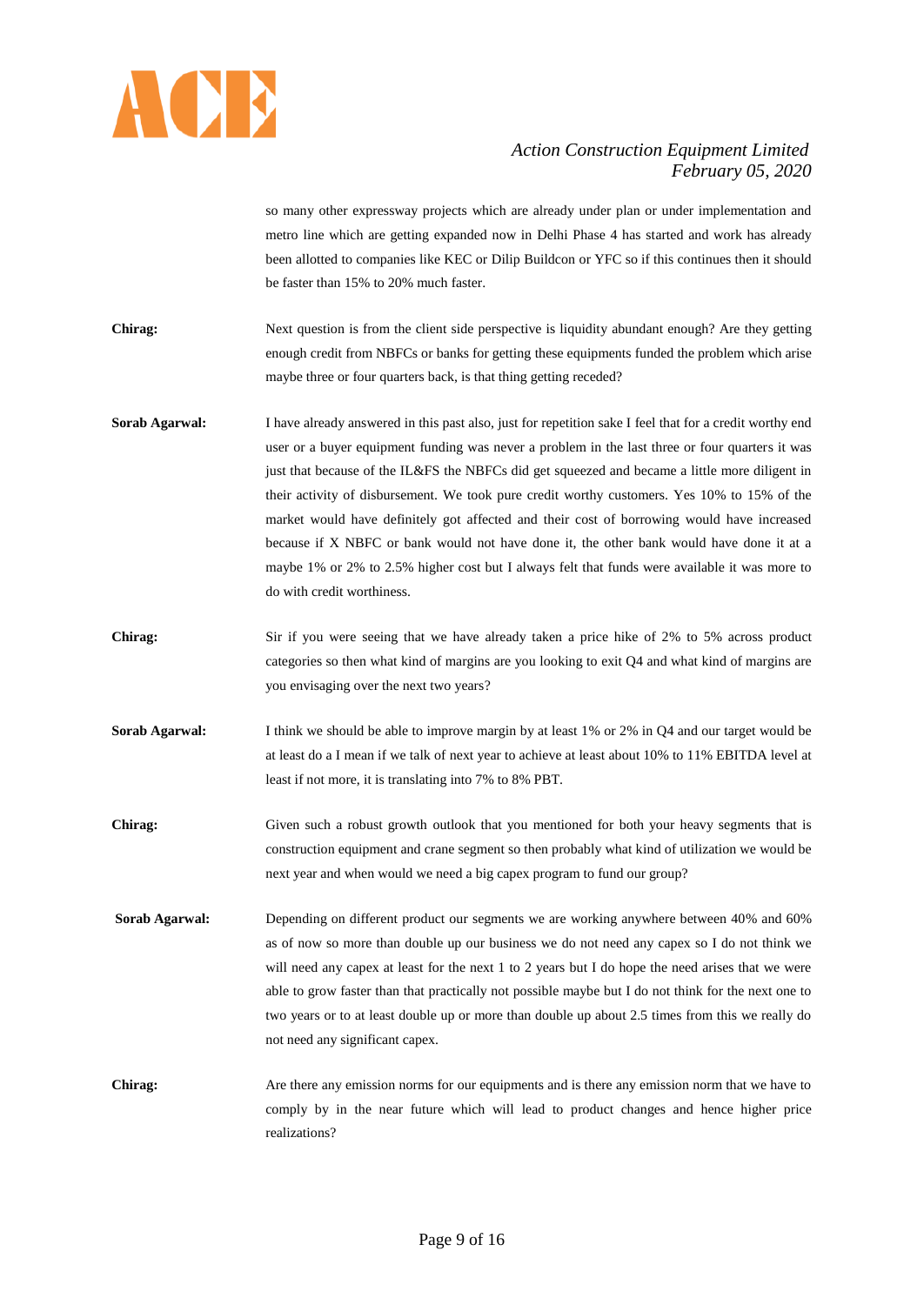so many other expressway projects which are already under plan or under implementation and metro line which are getting expanded now in Delhi Phase 4 has started and work has already been allotted to companies like KEC or Dilip Buildcon or YFC so if this continues then it should be faster than 15% to 20% much faster.

**Chirag:** Next question is from the client side perspective is liquidity abundant enough? Are they getting enough credit from NBFCs or banks for getting these equipments funded the problem which arise maybe three or four quarters back, is that thing getting receded?

**Sorab Agarwal:** I have already answered in this past also, just for repetition sake I feel that for a credit worthy end user or a buyer equipment funding was never a problem in the last three or four quarters it was just that because of the IL&FS the NBFCs did get squeezed and became a little more diligent in their activity of disbursement. We took pure credit worthy customers. Yes 10% to 15% of the market would have definitely got affected and their cost of borrowing would have increased because if X NBFC or bank would not have done it, the other bank would have done it at a maybe 1% or 2% to 2.5% higher cost but I always felt that funds were available it was more to do with credit worthiness.

**Chirag:** Sir if you were seeing that we have already taken a price hike of 2% to 5% across product categories so then what kind of margins are you looking to exit Q4 and what kind of margins are you envisaging over the next two years?

**Sorab Agarwal:** I think we should be able to improve margin by at least 1% or 2% in Q4 and our target would be at least do a I mean if we talk of next year to achieve at least about 10% to 11% EBITDA level at least if not more, it is translating into 7% to 8% PBT.

**Chirag:** Given such a robust growth outlook that you mentioned for both your heavy segments that is construction equipment and crane segment so then probably what kind of utilization we would be next year and when would we need a big capex program to fund our group?

**Sorab Agarwal:** Depending on different product our segments we are working anywhere between 40% and 60% as of now so more than double up our business we do not need any capex so I do not think we will need any capex at least for the next 1 to 2 years but I do hope the need arises that we were able to grow faster than that practically not possible maybe but I do not think for the next one to two years or to at least double up or more than double up about 2.5 times from this we really do not need any significant capex.

**Chirag:** Are there any emission norms for our equipments and is there any emission norm that we have to comply by in the near future which will lead to product changes and hence higher price realizations?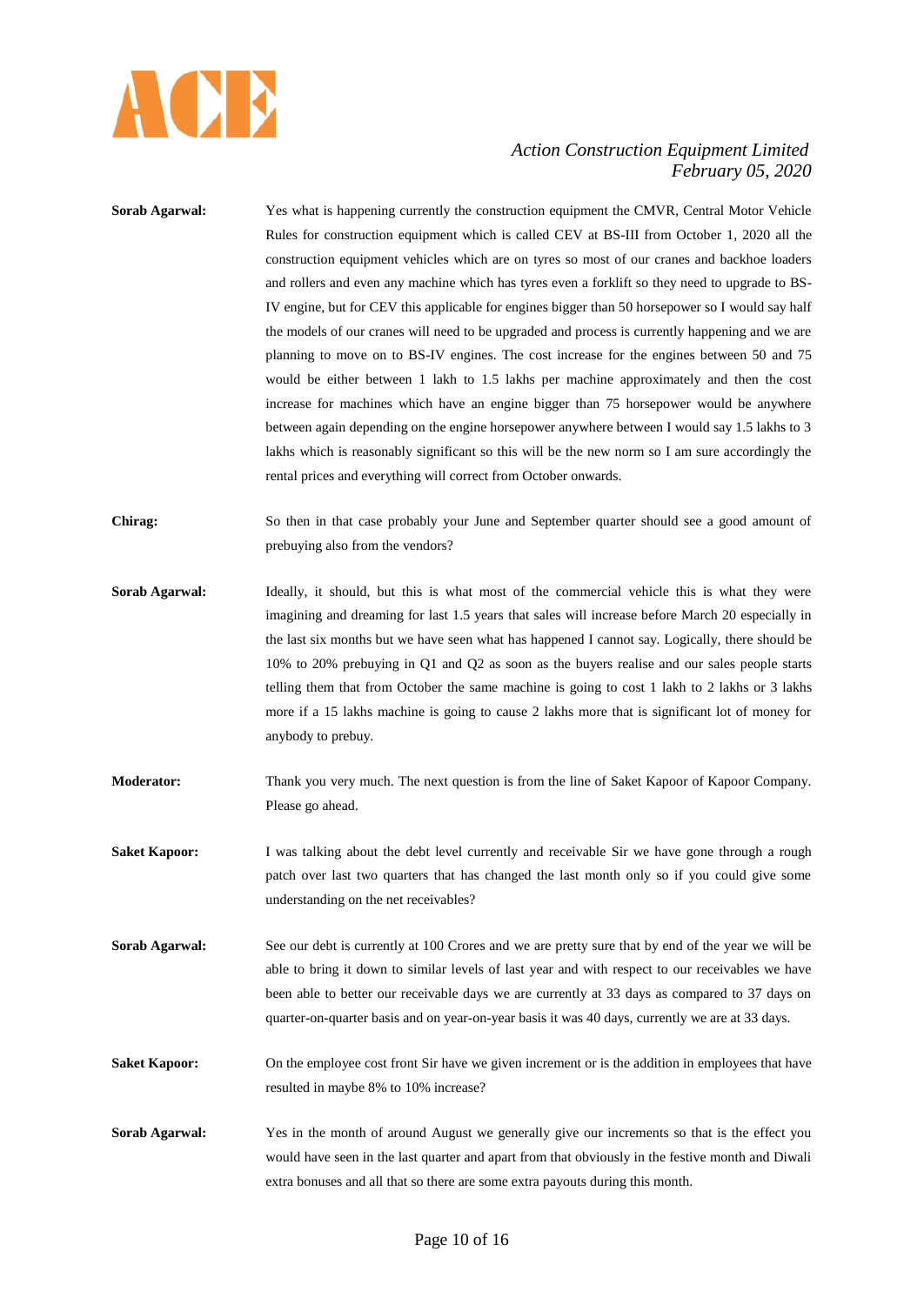**Sorab Agarwal:** Yes what is happening currently the construction equipment the CMVR, Central Motor Vehicle Rules for construction equipment which is called CEV at BS-III from October 1, 2020 all the construction equipment vehicles which are on tyres so most of our cranes and backhoe loaders and rollers and even any machine which has tyres even a forklift so they need to upgrade to BS-IV engine, but for CEV this applicable for engines bigger than 50 horsepower so I would say half the models of our cranes will need to be upgraded and process is currently happening and we are planning to move on to BS-IV engines. The cost increase for the engines between 50 and 75 would be either between 1 lakh to 1.5 lakhs per machine approximately and then the cost increase for machines which have an engine bigger than 75 horsepower would be anywhere between again depending on the engine horsepower anywhere between I would say 1.5 lakhs to 3 lakhs which is reasonably significant so this will be the new norm so I am sure accordingly the rental prices and everything will correct from October onwards.

**Chirag:** So then in that case probably your June and September quarter should see a good amount of prebuying also from the vendors?

**Sorab Agarwal:** Ideally, it should, but this is what most of the commercial vehicle this is what they were imagining and dreaming for last 1.5 years that sales will increase before March 20 especially in the last six months but we have seen what has happened I cannot say. Logically, there should be 10% to 20% prebuying in Q1 and Q2 as soon as the buyers realise and our sales people starts telling them that from October the same machine is going to cost 1 lakh to 2 lakhs or 3 lakhs more if a 15 lakhs machine is going to cause 2 lakhs more that is significant lot of money for anybody to prebuy.

**Moderator:** Thank you very much. The next question is from the line of Saket Kapoor of Kapoor Company. Please go ahead.

**Saket Kapoor:** I was talking about the debt level currently and receivable Sir we have gone through a rough patch over last two quarters that has changed the last month only so if you could give some understanding on the net receivables?

**Sorab Agarwal:** See our debt is currently at 100 Crores and we are pretty sure that by end of the year we will be able to bring it down to similar levels of last year and with respect to our receivables we have been able to better our receivable days we are currently at 33 days as compared to 37 days on quarter-on-quarter basis and on year-on-year basis it was 40 days, currently we are at 33 days.

**Saket Kapoor:** On the employee cost front Sir have we given increment or is the addition in employees that have resulted in maybe 8% to 10% increase?

**Sorab Agarwal:** Yes in the month of around August we generally give our increments so that is the effect you would have seen in the last quarter and apart from that obviously in the festive month and Diwali extra bonuses and all that so there are some extra payouts during this month.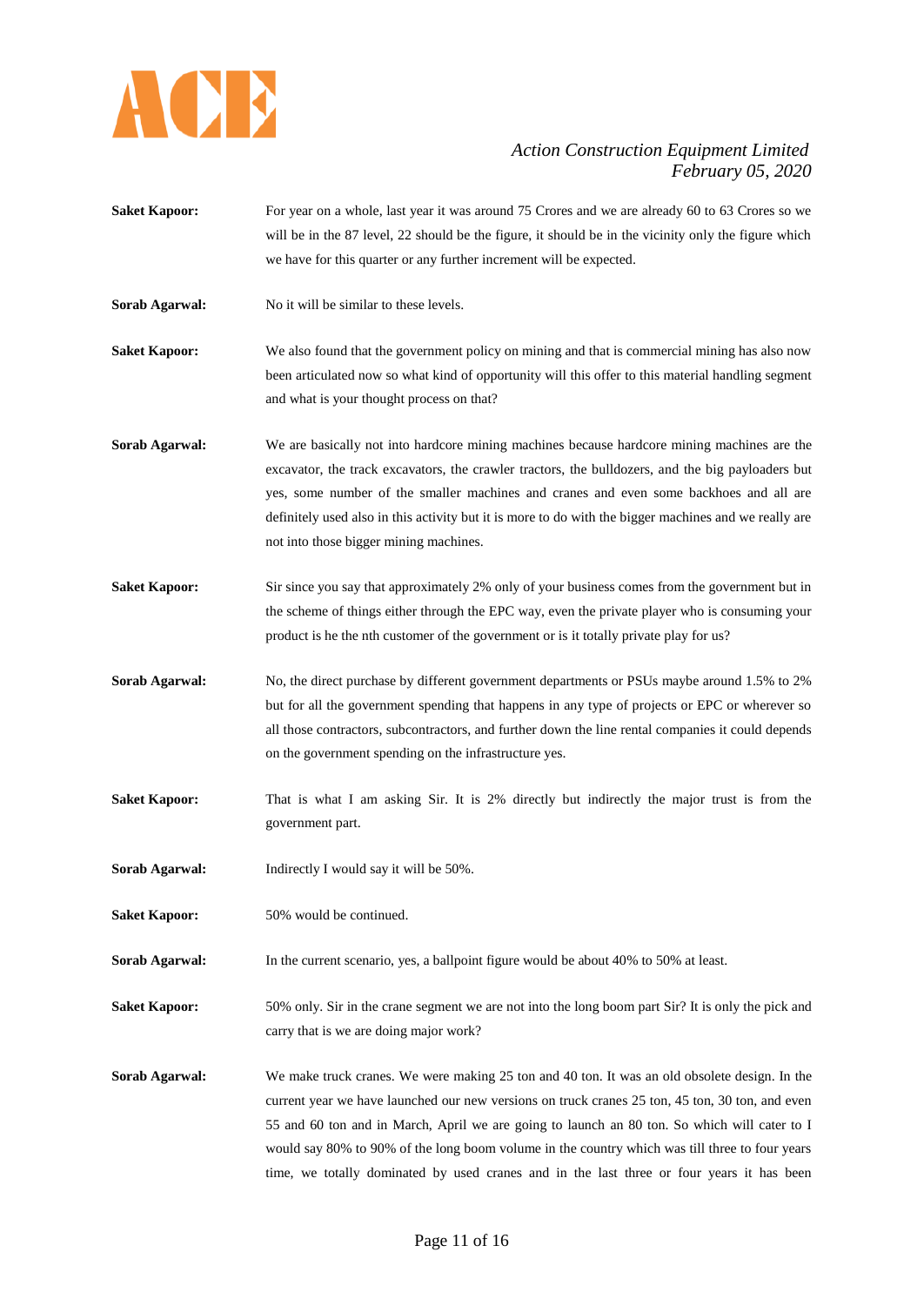**Saket Kapoor:** For year on a whole, last year it was around 75 Crores and we are already 60 to 63 Crores so we will be in the 87 level, 22 should be the figure, it should be in the vicinity only the figure which we have for this quarter or any further increment will be expected.

**Sorab Agarwal:** No it will be similar to these levels.

**Saket Kapoor:** We also found that the government policy on mining and that is commercial mining has also now been articulated now so what kind of opportunity will this offer to this material handling segment and what is your thought process on that?

**Sorab Agarwal:** We are basically not into hardcore mining machines because hardcore mining machines are the excavator, the track excavators, the crawler tractors, the bulldozers, and the big payloaders but yes, some number of the smaller machines and cranes and even some backhoes and all are definitely used also in this activity but it is more to do with the bigger machines and we really are not into those bigger mining machines.

**Saket Kapoor:** Sir since you say that approximately 2% only of your business comes from the government but in the scheme of things either through the EPC way, even the private player who is consuming your product is he the nth customer of the government or is it totally private play for us?

**Sorab Agarwal:** No, the direct purchase by different government departments or PSUs maybe around 1.5% to 2% but for all the government spending that happens in any type of projects or EPC or wherever so all those contractors, subcontractors, and further down the line rental companies it could depends on the government spending on the infrastructure yes.

**Saket Kapoor:** That is what I am asking Sir. It is 2% directly but indirectly the major trust is from the government part.

**Sorab Agarwal:** Indirectly I would say it will be 50%.

**Saket Kapoor:** 50% would be continued.

**Sorab Agarwal:** In the current scenario, yes, a ballpoint figure would be about 40% to 50% at least.

**Saket Kapoor:** 50% only. Sir in the crane segment we are not into the long boom part Sir? It is only the pick and carry that is we are doing major work?

**Sorab Agarwal:** We make truck cranes. We were making 25 ton and 40 ton. It was an old obsolete design. In the current year we have launched our new versions on truck cranes 25 ton, 45 ton, 30 ton, and even 55 and 60 ton and in March, April we are going to launch an 80 ton. So which will cater to I would say 80% to 90% of the long boom volume in the country which was till three to four years time, we totally dominated by used cranes and in the last three or four years it has been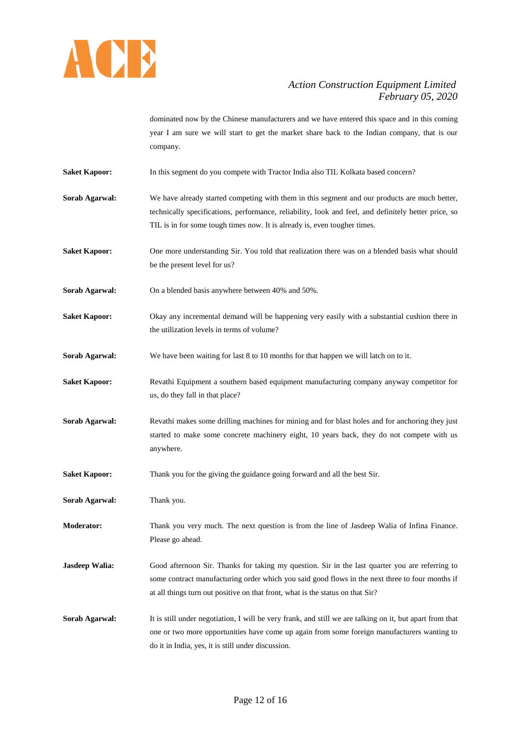dominated now by the Chinese manufacturers and we have entered this space and in this coming year I am sure we will start to get the market share back to the Indian company, that is our company.

**Saket Kapoor:** In this segment do you compete with Tractor India also TIL Kolkata based concern?

**Sorab Agarwal:** We have already started competing with them in this segment and our products are much better, technically specifications, performance, reliability, look and feel, and definitely better price, so TIL is in for some tough times now. It is already is, even tougher times.

**Saket Kapoor:** One more understanding Sir. You told that realization there was on a blended basis what should be the present level for us?

**Sorab Agarwal:** On a blended basis anywhere between 40% and 50%.

**Saket Kapoor:** Okay any incremental demand will be happening very easily with a substantial cushion there in the utilization levels in terms of volume?

**Sorab Agarwal:** We have been waiting for last 8 to 10 months for that happen we will latch on to it.

**Saket Kapoor:** Revathi Equipment a southern based equipment manufacturing company anyway competitor for us, do they fall in that place?

**Sorab Agarwal:** Revathi makes some drilling machines for mining and for blast holes and for anchoring they just started to make some concrete machinery eight, 10 years back, they do not compete with us anywhere.

**Saket Kapoor:** Thank you for the giving the guidance going forward and all the best Sir.

**Sorab Agarwal:** Thank you.

**Moderator:** Thank you very much. The next question is from the line of Jasdeep Walia of Infina Finance. Please go ahead.

**Jasdeep Walia:** Good afternoon Sir. Thanks for taking my question. Sir in the last quarter you are referring to some contract manufacturing order which you said good flows in the next three to four months if at all things turn out positive on that front, what is the status on that Sir?

**Sorab Agarwal:** It is still under negotiation, I will be very frank, and still we are talking on it, but apart from that one or two more opportunities have come up again from some foreign manufacturers wanting to do it in India, yes, it is still under discussion.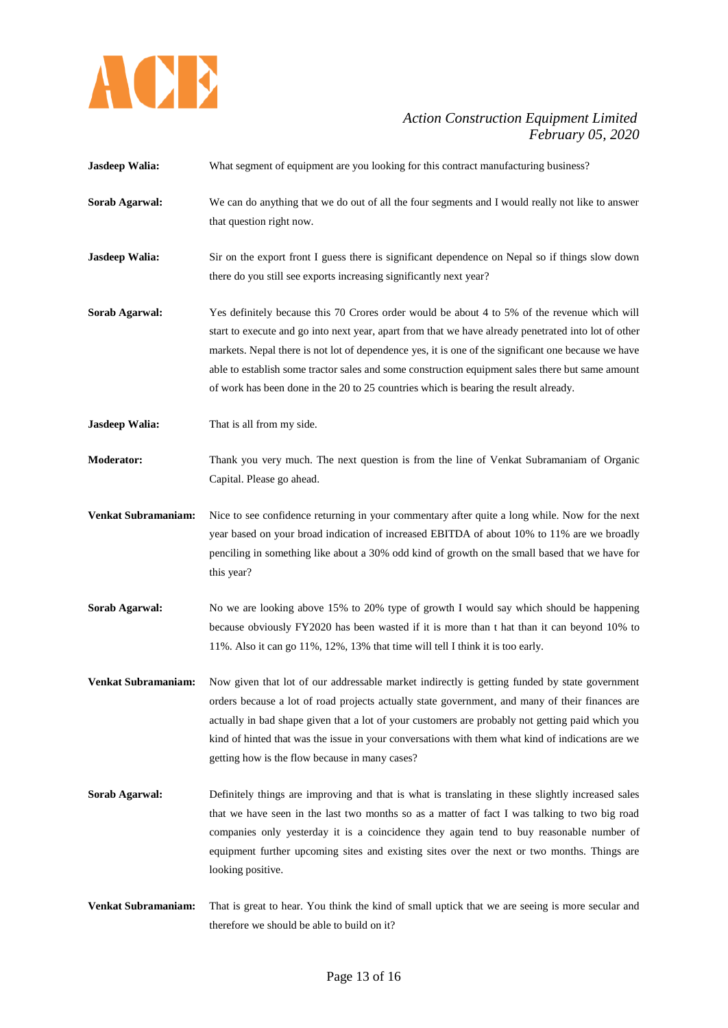**Jasdeep Walia:** What segment of equipment are you looking for this contract manufacturing business?

**Sorab Agarwal:** We can do anything that we do out of all the four segments and I would really not like to answer that question right now.

**Jasdeep Walia:** Sir on the export front I guess there is significant dependence on Nepal so if things slow down there do you still see exports increasing significantly next year?

**Sorab Agarwal:** Yes definitely because this 70 Crores order would be about 4 to 5% of the revenue which will start to execute and go into next year, apart from that we have already penetrated into lot of other markets. Nepal there is not lot of dependence yes, it is one of the significant one because we have able to establish some tractor sales and some construction equipment sales there but same amount of work has been done in the 20 to 25 countries which is bearing the result already.

**Jasdeep Walia:** That is all from my side.

**Moderator:** Thank you very much. The next question is from the line of Venkat Subramaniam of Organic Capital. Please go ahead.

**Venkat Subramaniam:** Nice to see confidence returning in your commentary after quite a long while. Now for the next year based on your broad indication of increased EBITDA of about 10% to 11% are we broadly penciling in something like about a 30% odd kind of growth on the small based that we have for this year?

**Sorab Agarwal:** No we are looking above 15% to 20% type of growth I would say which should be happening because obviously FY2020 has been wasted if it is more than t hat than it can beyond 10% to 11%. Also it can go 11%, 12%, 13% that time will tell I think it is too early.

**Venkat Subramaniam:** Now given that lot of our addressable market indirectly is getting funded by state government orders because a lot of road projects actually state government, and many of their finances are actually in bad shape given that a lot of your customers are probably not getting paid which you kind of hinted that was the issue in your conversations with them what kind of indications are we getting how is the flow because in many cases?

**Sorab Agarwal:** Definitely things are improving and that is what is translating in these slightly increased sales that we have seen in the last two months so as a matter of fact I was talking to two big road companies only yesterday it is a coincidence they again tend to buy reasonable number of equipment further upcoming sites and existing sites over the next or two months. Things are looking positive.

**Venkat Subramaniam:** That is great to hear. You think the kind of small uptick that we are seeing is more secular and therefore we should be able to build on it?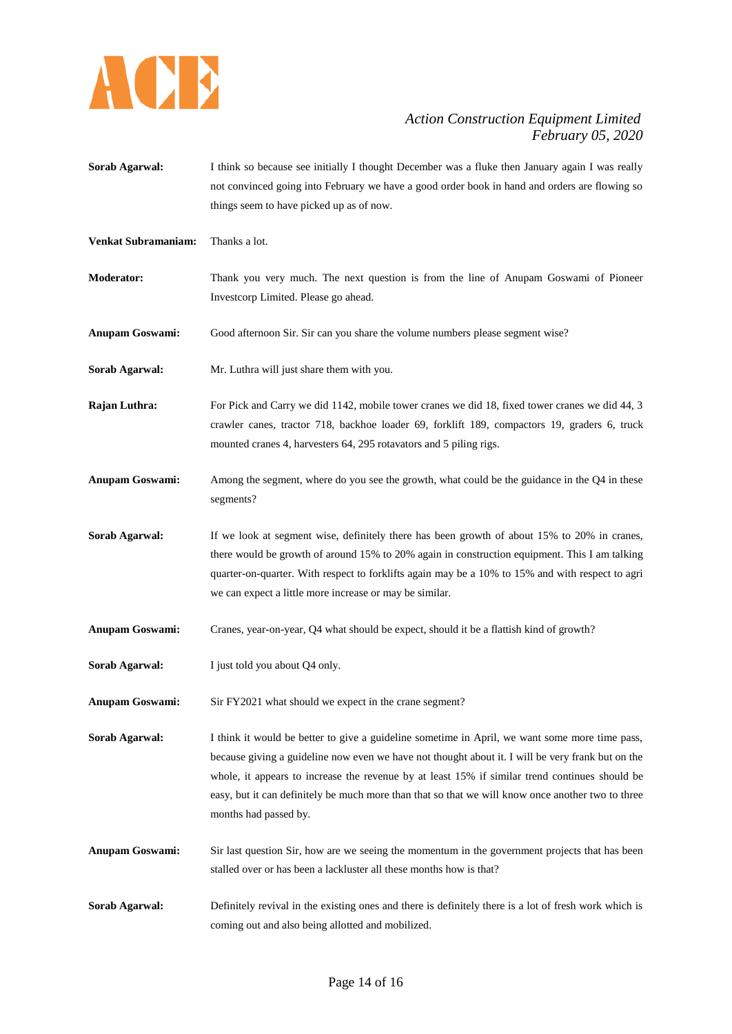**Sorab Agarwal:** I think so because see initially I thought December was a fluke then January again I was really not convinced going into February we have a good order book in hand and orders are flowing so things seem to have picked up as of now.

**Venkat Subramaniam:** Thanks a lot.

**Moderator:** Thank you very much. The next question is from the line of Anupam Goswami of Pioneer Investcorp Limited. Please go ahead.

**Anupam Goswami:** Good afternoon Sir. Sir can you share the volume numbers please segment wise?

**Sorab Agarwal:** Mr. Luthra will just share them with you.

**Rajan Luthra:** For Pick and Carry we did 1142, mobile tower cranes we did 18, fixed tower cranes we did 44, 3 crawler canes, tractor 718, backhoe loader 69, forklift 189, compactors 19, graders 6, truck mounted cranes 4, harvesters 64, 295 rotavators and 5 piling rigs.

**Anupam Goswami:** Among the segment, where do you see the growth, what could be the guidance in the Q4 in these segments?

**Sorab Agarwal:** If we look at segment wise, definitely there has been growth of about 15% to 20% in cranes, there would be growth of around 15% to 20% again in construction equipment. This I am talking quarter-on-quarter. With respect to forklifts again may be a 10% to 15% and with respect to agri we can expect a little more increase or may be similar.

**Anupam Goswami:** Cranes, year-on-year, Q4 what should be expect, should it be a flattish kind of growth?

**Sorab Agarwal:** I just told you about Q4 only.

**Anupam Goswami:** Sir FY2021 what should we expect in the crane segment?

**Sorab Agarwal:** I think it would be better to give a guideline sometime in April, we want some more time pass, because giving a guideline now even we have not thought about it. I will be very frank but on the whole, it appears to increase the revenue by at least 15% if similar trend continues should be easy, but it can definitely be much more than that so that we will know once another two to three months had passed by.

**Anupam Goswami:** Sir last question Sir, how are we seeing the momentum in the government projects that has been stalled over or has been a lackluster all these months how is that?

**Sorab Agarwal:** Definitely revival in the existing ones and there is definitely there is a lot of fresh work which is coming out and also being allotted and mobilized.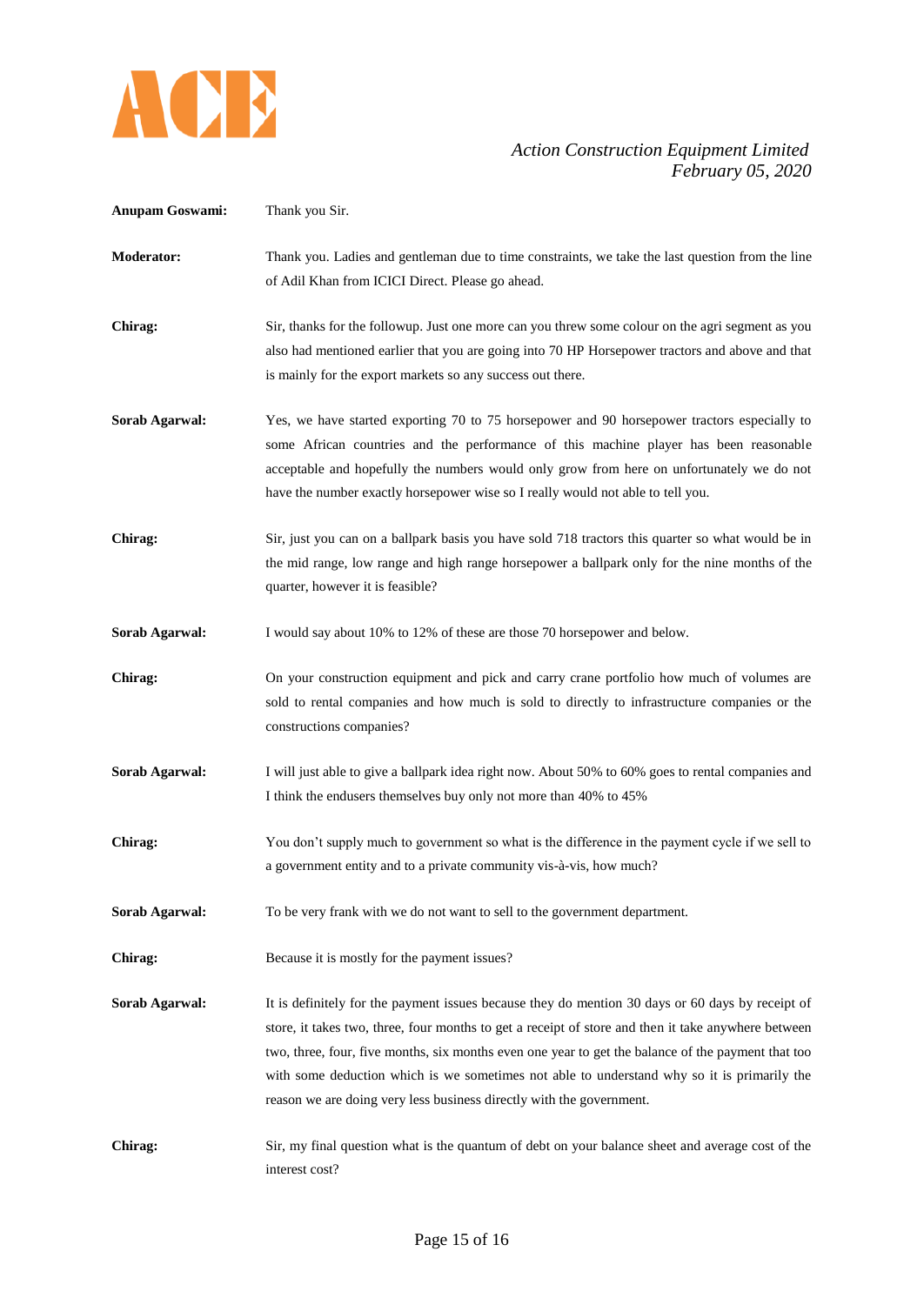**Anupam Goswami:** Thank you Sir.

**Moderator:** Thank you. Ladies and gentleman due to time constraints, we take the last question from the line of Adil Khan from ICICI Direct. Please go ahead.

**Chirag:** Sir, thanks for the followup. Just one more can you threw some colour on the agri segment as you also had mentioned earlier that you are going into 70 HP Horsepower tractors and above and that is mainly for the export markets so any success out there.

**Sorab Agarwal:** Yes, we have started exporting 70 to 75 horsepower and 90 horsepower tractors especially to some African countries and the performance of this machine player has been reasonable acceptable and hopefully the numbers would only grow from here on unfortunately we do not have the number exactly horsepower wise so I really would not able to tell you.

**Chirag:** Sir, just you can on a ballpark basis you have sold 718 tractors this quarter so what would be in the mid range, low range and high range horsepower a ballpark only for the nine months of the quarter, however it is feasible?

**Sorab Agarwal:** I would say about 10% to 12% of these are those 70 horsepower and below.

**Chirag:** On your construction equipment and pick and carry crane portfolio how much of volumes are sold to rental companies and how much is sold to directly to infrastructure companies or the constructions companies?

**Sorab Agarwal:** I will just able to give a ballpark idea right now. About 50% to 60% goes to rental companies and I think the endusers themselves buy only not more than 40% to 45%

**Chirag:** You don't supply much to government so what is the difference in the payment cycle if we sell to a government entity and to a private community vis-à-vis, how much?

**Sorab Agarwal:** To be very frank with we do not want to sell to the government department.

**Chirag:** Because it is mostly for the payment issues?

**Sorab Agarwal:** It is definitely for the payment issues because they do mention 30 days or 60 days by receipt of store, it takes two, three, four months to get a receipt of store and then it take anywhere between two, three, four, five months, six months even one year to get the balance of the payment that too with some deduction which is we sometimes not able to understand why so it is primarily the reason we are doing very less business directly with the government.

**Chirag:** Sir, my final question what is the quantum of debt on your balance sheet and average cost of the interest cost?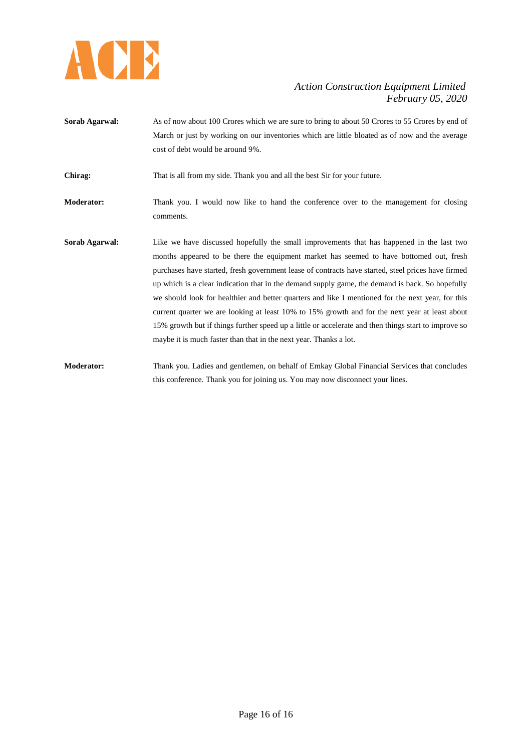**Sorab Agarwal:** As of now about 100 Crores which we are sure to bring to about 50 Crores to 55 Crores by end of March or just by working on our inventories which are little bloated as of now and the average cost of debt would be around 9%.

**Chirag:** That is all from my side. Thank you and all the best Sir for your future.

**Moderator:** Thank you. I would now like to hand the conference over to the management for closing comments.

**Sorab Agarwal:** Like we have discussed hopefully the small improvements that has happened in the last two months appeared to be there the equipment market has seemed to have bottomed out, fresh purchases have started, fresh government lease of contracts have started, steel prices have firmed up which is a clear indication that in the demand supply game, the demand is back. So hopefully we should look for healthier and better quarters and like I mentioned for the next year, for this current quarter we are looking at least 10% to 15% growth and for the next year at least about 15% growth but if things further speed up a little or accelerate and then things start to improve so maybe it is much faster than that in the next year. Thanks a lot.

**Moderator:** Thank you. Ladies and gentlemen, on behalf of Emkay Global Financial Services that concludes this conference. Thank you for joining us. You may now disconnect your lines.